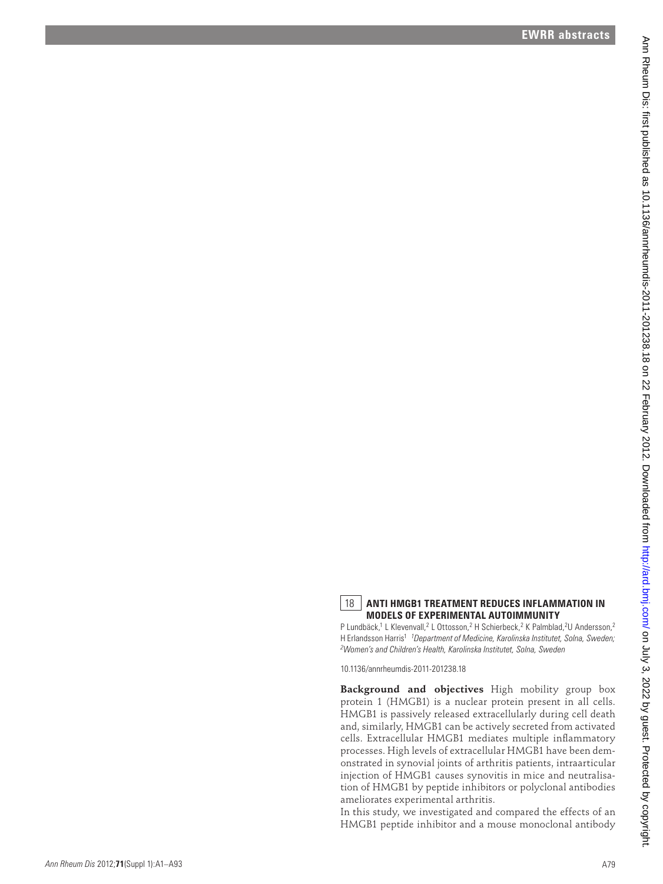## 18 ANTI HMGB1 TREATMENT REDUCES INFLAMMATION IN MODELS OF EXPERIMENTAL AUTOIMMUNITY

P Lundbäck,[1] L Klevenvall,[2] L Ottosson,[2] H Schierbeck,[2] K Palmblad,[2] U Andersson,[2] H Erlandsson Harris[1] *[1]Department of Medicine, Karolinska Institutet, Solna, Sweden; [2]Women's and Children's Health, Karolinska Institutet, Solna, Sweden*

10.1136/annrheumdis-2011-201238.18

**Background and objectives** High mobility group box protein 1 (HMGB1) is a nuclear protein present in all cells. HMGB1 is passively released extracellularly during cell death and, similarly, HMGB1 can be actively secreted from activated cells. Extracellular HMGB1 mediates multiple inflammatory processes. High levels of extracellular HMGB1 have been demonstrated in synovial joints of arthritis patients, intraarticular injection of HMGB1 causes synovitis in mice and neutralisation of HMGB1 by peptide inhibitors or polyclonal antibodies ameliorates experimental arthritis.

In this study, we investigated and compared the effects of an HMGB1 peptide inhibitor and a mouse monoclonal antibody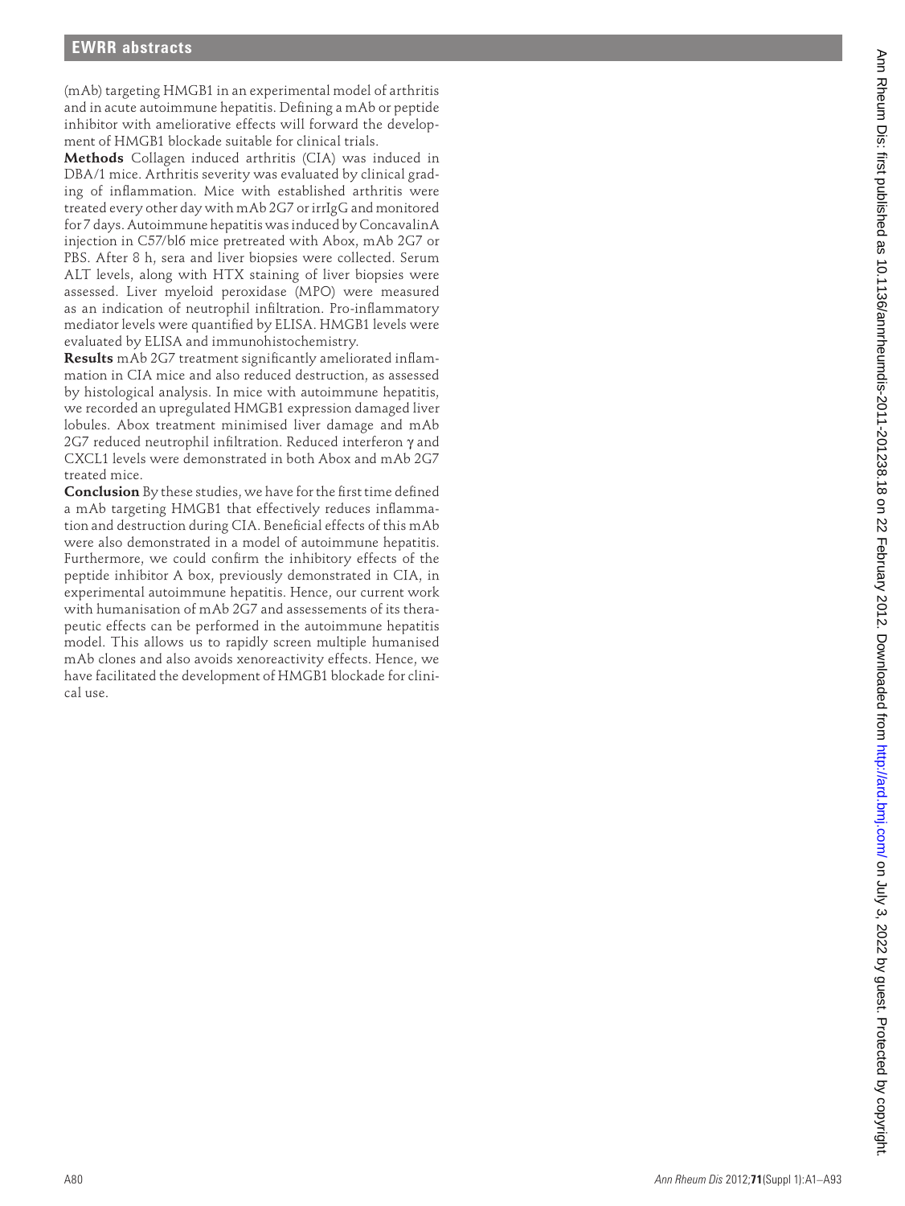(mAb) targeting HMGB1 in an experimental model of arthritis and in acute autoimmune hepatitis. Defining a mAb or peptide inhibitor with ameliorative effects will forward the development of HMGB1 blockade suitable for clinical trials.

**Methods** Collagen induced arthritis (CIA) was induced in DBA/1 mice. Arthritis severity was evaluated by clinical grading of inflammation. Mice with established arthritis were treated every other day with mAb 2G7 or irrIgG and monitored for 7 days. Autoimmune hepatitis was induced by ConcavalinA injection in C57/bl6 mice pretreated with Abox, mAb 2G7 or PBS. After 8 h, sera and liver biopsies were collected. Serum ALT levels, along with HTX staining of liver biopsies were assessed. Liver myeloid peroxidase (MPO) were measured as an indication of neutrophil infiltration. Pro-inflammatory mediator levels were quantified by ELISA. HMGB1 levels were evaluated by ELISA and immunohistochemistry.

**Results** mAb 2G7 treatment significantly ameliorated inflammation in CIA mice and also reduced destruction, as assessed by histological analysis. In mice with autoimmune hepatitis, we recorded an upregulated HMGB1 expression damaged liver lobules. Abox treatment minimised liver damage and mAb 2G7 reduced neutrophil infiltration. Reduced interferon γ and CXCL1 levels were demonstrated in both Abox and mAb 2G7 treated mice.

**Conclusion** By these studies, we have for the first time defined a mAb targeting HMGB1 that effectively reduces inflammation and destruction during CIA. Beneficial effects of this mAb were also demonstrated in a model of autoimmune hepatitis. Furthermore, we could confirm the inhibitory effects of the peptide inhibitor A box, previously demonstrated in CIA, in experimental autoimmune hepatitis. Hence, our current work with humanisation of mAb 2G7 and assessements of its therapeutic effects can be performed in the autoimmune hepatitis model. This allows us to rapidly screen multiple humanised mAb clones and also avoids xenoreactivity effects. Hence, we have facilitated the development of HMGB1 blockade for clinical use.